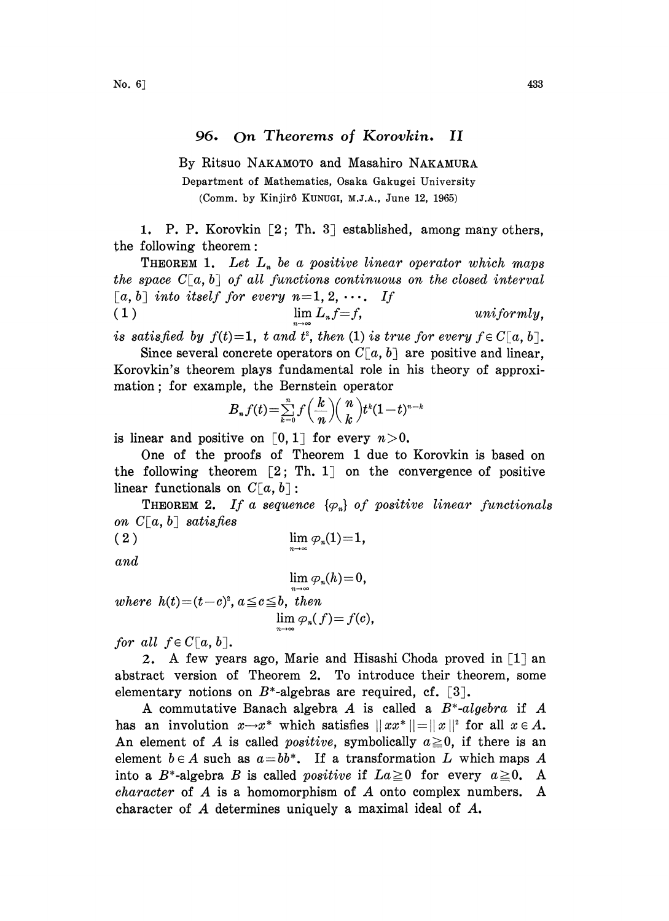# 96. On Theorems of Korovkin. II

By Ritsuo NAKAMOTO and Masahiro NAKAMURA

Department of Mathematics, Osaka Gakugei University

(Comm. by Kinjirô KUNUGI, M.J.A., June 12, 1965)

1. P. P. Korovkin [2; Th. 3] established, among many others, the following theorem:

THEOREM 1. *Let $L_n$ be a positive linear operator which maps the space $C[a, b]$ of all functions continuous on the closed interval $[a, b]$ into itself for every $n=1, 2, \cdots$. If*

$$(1) \qquad \lim_{n\to\infty} L_n f = f, \qquad \textit{uniformly},$$

*is satisfied by $f(t)=1$, $t$ and $t^2$, then* (1) *is true for every $f\in C[a, b]$.*

Since several concrete operators on $C[a, b]$ are positive and linear, Korovkin's theorem plays fundamental role in his theory of approximation; for example, the Bernstein operator

$$B_n f(t)=\sum_{k=0}^{n} f\left(\frac{k}{n}\right)\binom{n}{k} t^k(1-t)^{n-k}$$

is linear and positive on $[0, 1]$ for every $n>0$.

One of the proofs of Theorem 1 due to Korovkin is based on the following theorem [2; Th. 1] on the convergence of positive linear functionals on $C[a, b]$:

THEOREM 2. *If a sequence $\{\varphi_n\}$ of positive linear functionals on $C[a, b]$ satisfies*

$$(2) \qquad \lim_{n\to\infty} \varphi_n(1)=1,$$

*and*

$$\lim_{n\to\infty} \varphi_n(h)=0,$$

*where $h(t)=(t-c)^2$, $a\leqq c\leqq b$, then*

$$\lim_{n\to\infty} \varphi_n(f)=f(c),$$

*for all $f\in C[a, b]$.*

2. A few years ago, Marie and Hisashi Choda proved in [1] an abstract version of Theorem 2. To introduce their theorem, some elementary notions on $B^*$-algebras are required, cf. [3].

A commutative Banach algebra $A$ is called a *$B^*$-algebra* if $A$ has an involution $x\to x^*$ which satisfies $\|xx^*\|=\|x\|^2$ for all $x\in A$. An element of $A$ is called *positive*, symbolically $a\geqq 0$, if there is an element $b\in A$ such as $a=bb^*$. If a transformation $L$ which maps $A$ into a $B^*$-algebra $B$ is called *positive* if $La\geqq 0$ for every $a\geqq 0$. A *character* of $A$ is a homomorphism of $A$ onto complex numbers. A character of $A$ determines uniquely a maximal ideal of $A$.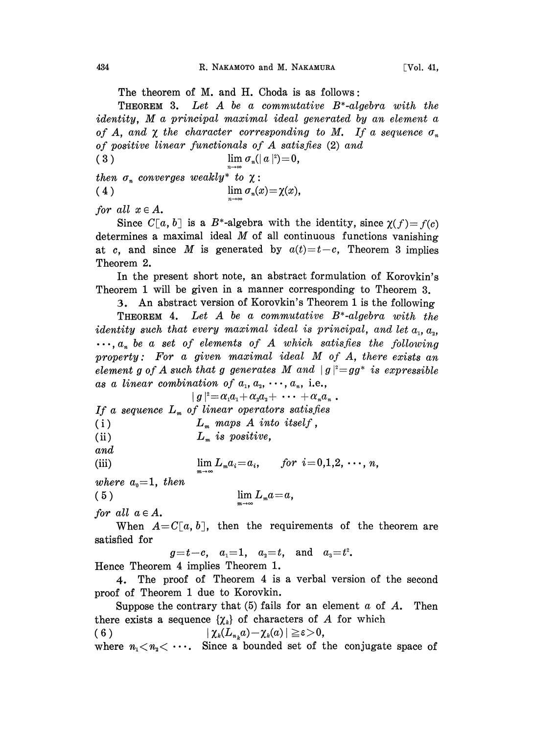The theorem of M. and H. Choda is as follows:

THEOREM 3. *Let $A$ be a commutative $B^*$-algebra with the identity, $M$ a principal maximal ideal generated by an element $a$ of $A$, and $\chi$ the character corresponding to $M$. If a sequence $\sigma_n$ of positive linear functionals of $A$ satisfies* (2) *and*

$$(3) \qquad \lim_{n\to\infty} \sigma_n(|a|^2)=0,$$

*then $\sigma_n$ converges weakly\* to $\chi$:*

$$(4) \qquad \lim_{n\to\infty} \sigma_n(x)=\chi(x),$$

*for all $x \in A$.*

Since $C[a, b]$ is a $B^*$-algebra with the identity, since $\chi(f)=f(c)$ determines a maximal ideal $M$ of all continuous functions vanishing at $c$, and since $M$ is generated by $a(t)=t-c$, Theorem 3 implies Theorem 2.

In the present short note, an abstract formulation of Korovkin's Theorem 1 will be given in a manner corresponding to Theorem 3.

3. An abstract version of Korovkin's Theorem 1 is the following

THEOREM 4. *Let $A$ be a commutative $B^*$-algebra with the identity such that every maximal ideal is principal, and let $a_1, a_2, \cdots, a_n$ be a set of elements of $A$ which satisfies the following property: For a given maximal ideal $M$ of $A$, there exists an element $g$ of $A$ such that $g$ generates $M$ and $|g|^2=gg^*$ is expressible as a linear combination of $a_1, a_2, \cdots, a_n$, i.e.,*

$$|g|^2=\alpha_1 a_1+\alpha_2 a_2+ \cdots +\alpha_n a_n .$$

*If a sequence $L_m$ of linear operators satisfies*

(i) $\qquad$ *$L_m$ maps $A$ into itself,*

(ii) $\qquad$ *$L_m$ is positive,*

*and*

(iii) $\qquad \lim_{m\to\infty} L_m a_i=a_i, \qquad$ *for $i=0,1,2, \cdots, n$,*

*where $a_0=1$, then*

$$(5) \qquad \lim_{m\to\infty} L_m a=a,$$

*for all $a \in A$.*

When $A=C[a, b]$, then the requirements of the theorem are satisfied for

$$g=t-c, \quad a_1=1, \quad a_2=t, \quad \text{and} \quad a_3=t^2.$$

Hence Theorem 4 implies Theorem 1.

4. The proof of Theorem 4 is a verbal version of the second proof of Theorem 1 due to Korovkin.

Suppose the contrary that (5) fails for an element $a$ of $A$. Then there exists a sequence $\{\chi_k\}$ of characters of $A$ for which

$$(6) \qquad |\chi_k(L_{n_k}a)-\chi_k(a)| \geqq \varepsilon > 0,$$

where $n_1 < n_2 < \cdots$. Since a bounded set of the conjugate space of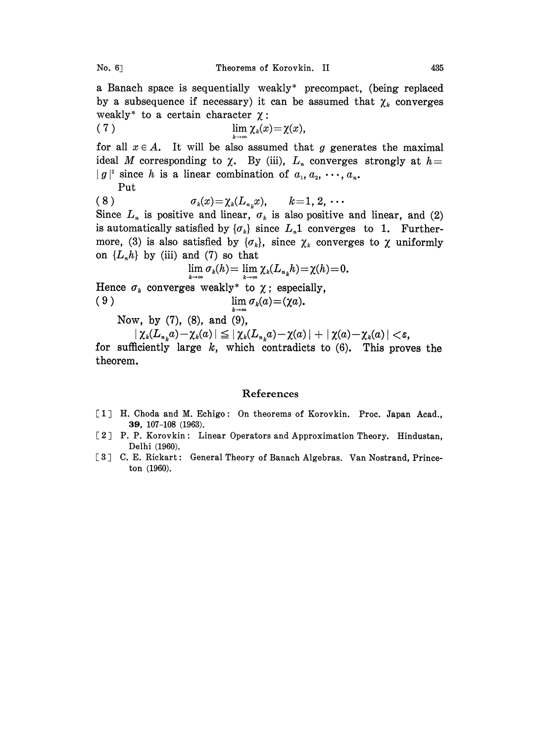a Banach space is sequentially weakly* precompact, (being replaced by a subsequence if necessary) it can be assumed that $\chi_k$ converges weakly* to a certain character $\chi$:

$$(7) \qquad \lim_{k\to\infty} \chi_k(x) = \chi(x),$$

for all $x \in A$. It will be also assumed that $g$ generates the maximal ideal $M$ corresponding to $\chi$. By (iii), $L_n$ converges strongly at $h = |g|^2$ since $h$ is a linear combination of $a_1, a_2, \cdots, a_n$.

Put

$$(8) \qquad \sigma_k(x) = \chi_k(L_{n_k} x), \qquad k = 1, 2, \cdots$$

Since $L_n$ is positive and linear, $\sigma_k$ is also positive and linear, and (2) is automatically satisfied by $\{\sigma_k\}$ since $L_n 1$ converges to 1. Furthermore, (3) is also satisfied by $\{\sigma_k\}$, since $\chi_k$ converges to $\chi$ uniformly on $\{L_n h\}$ by (iii) and (7) so that

$$\lim_{k\to\infty} \sigma_k(h) = \lim_{k\to\infty} \chi_k(L_{n_k} h) = \chi(h) = 0.$$

Hence $\sigma_k$ converges weakly* to $\chi$; especially,

$$(9) \qquad \lim_{k\to\infty} \sigma_k(a) = (\chi a).$$

Now, by (7), (8), and (9),

$$|\chi_k(L_{n_k} a) - \chi_k(a)| \leqq |\chi_k(L_{n_k} a) - \chi(a)| + |\chi(a) - \chi_k(a)| < \varepsilon,$$

for sufficiently large $k$, which contradicts to (6). This proves the theorem.

## References

[1] H. Choda and M. Echigo: On theorems of Korovkin. Proc. Japan Acad., **39**, 107-108 (1963).

[2] P. P. Korovkin: Linear Operators and Approximation Theory. Hindustan, Delhi (1960).

[3] C. E. Rickart: General Theory of Banach Algebras. Van Nostrand, Princeton (1960).